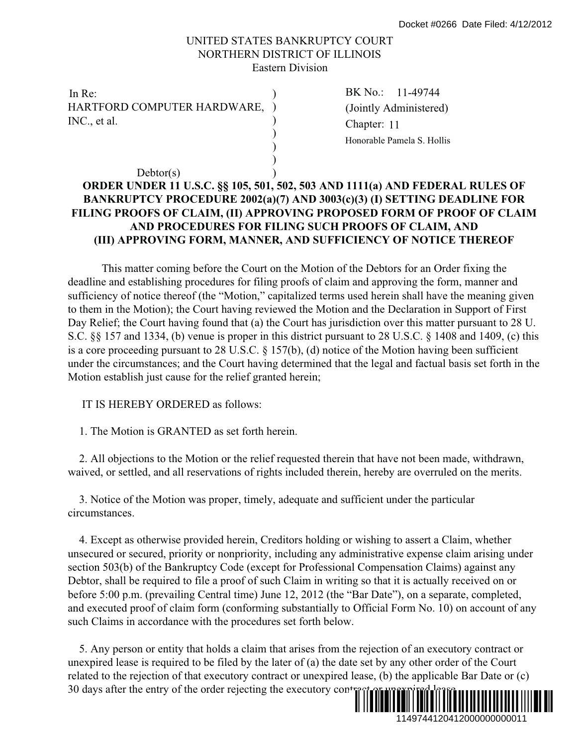Docket #0266 Date Filed: 4/12/2012

UNITED STATES BANKRUPTCY COURT
NORTHERN DISTRICT OF ILLINOIS
Eastern Division

| | |
|---|---|
| In Re:<br>HARTFORD COMPUTER HARDWARE, INC., et al.<br><br>Debtor(s) | BK No.: 11-49744<br>(Jointly Administered)<br>Chapter: 11<br>Honorable Pamela S. Hollis |

**ORDER UNDER 11 U.S.C. §§ 105, 501, 502, 503 AND 1111(a) AND FEDERAL RULES OF BANKRUPTCY PROCEDURE 2002(a)(7) AND 3003(c)(3) (I) SETTING DEADLINE FOR FILING PROOFS OF CLAIM, (II) APPROVING PROPOSED FORM OF PROOF OF CLAIM AND PROCEDURES FOR FILING SUCH PROOFS OF CLAIM, AND (III) APPROVING FORM, MANNER, AND SUFFICIENCY OF NOTICE THEREOF**

This matter coming before the Court on the Motion of the Debtors for an Order fixing the deadline and establishing procedures for filing proofs of claim and approving the form, manner and sufficiency of notice thereof (the "Motion," capitalized terms used herein shall have the meaning given to them in the Motion); the Court having reviewed the Motion and the Declaration in Support of First Day Relief; the Court having found that (a) the Court has jurisdiction over this matter pursuant to 28 U. S.C. §§ 157 and 1334, (b) venue is proper in this district pursuant to 28 U.S.C. § 1408 and 1409, (c) this is a core proceeding pursuant to 28 U.S.C. § 157(b), (d) notice of the Motion having been sufficient under the circumstances; and the Court having determined that the legal and factual basis set forth in the Motion establish just cause for the relief granted herein;

IT IS HEREBY ORDERED as follows:

1. The Motion is GRANTED as set forth herein.

2. All objections to the Motion or the relief requested therein that have not been made, withdrawn, waived, or settled, and all reservations of rights included therein, hereby are overruled on the merits.

3. Notice of the Motion was proper, timely, adequate and sufficient under the particular circumstances.

4. Except as otherwise provided herein, Creditors holding or wishing to assert a Claim, whether unsecured or secured, priority or nonpriority, including any administrative expense claim arising under section 503(b) of the Bankruptcy Code (except for Professional Compensation Claims) against any Debtor, shall be required to file a proof of such Claim in writing so that it is actually received on or before 5:00 p.m. (prevailing Central time) June 12, 2012 (the "Bar Date"), on a separate, completed, and executed proof of claim form (conforming substantially to Official Form No. 10) on account of any such Claims in accordance with the procedures set forth below.

5. Any person or entity that holds a claim that arises from the rejection of an executory contract or unexpired lease is required to be filed by the later of (a) the date set by any other order of the Court related to the rejection of that executory contract or unexpired lease, (b) the applicable Bar Date or (c) 30 days after the entry of the order rejecting the executory contract or unexpired lease.

1149744120412000000000011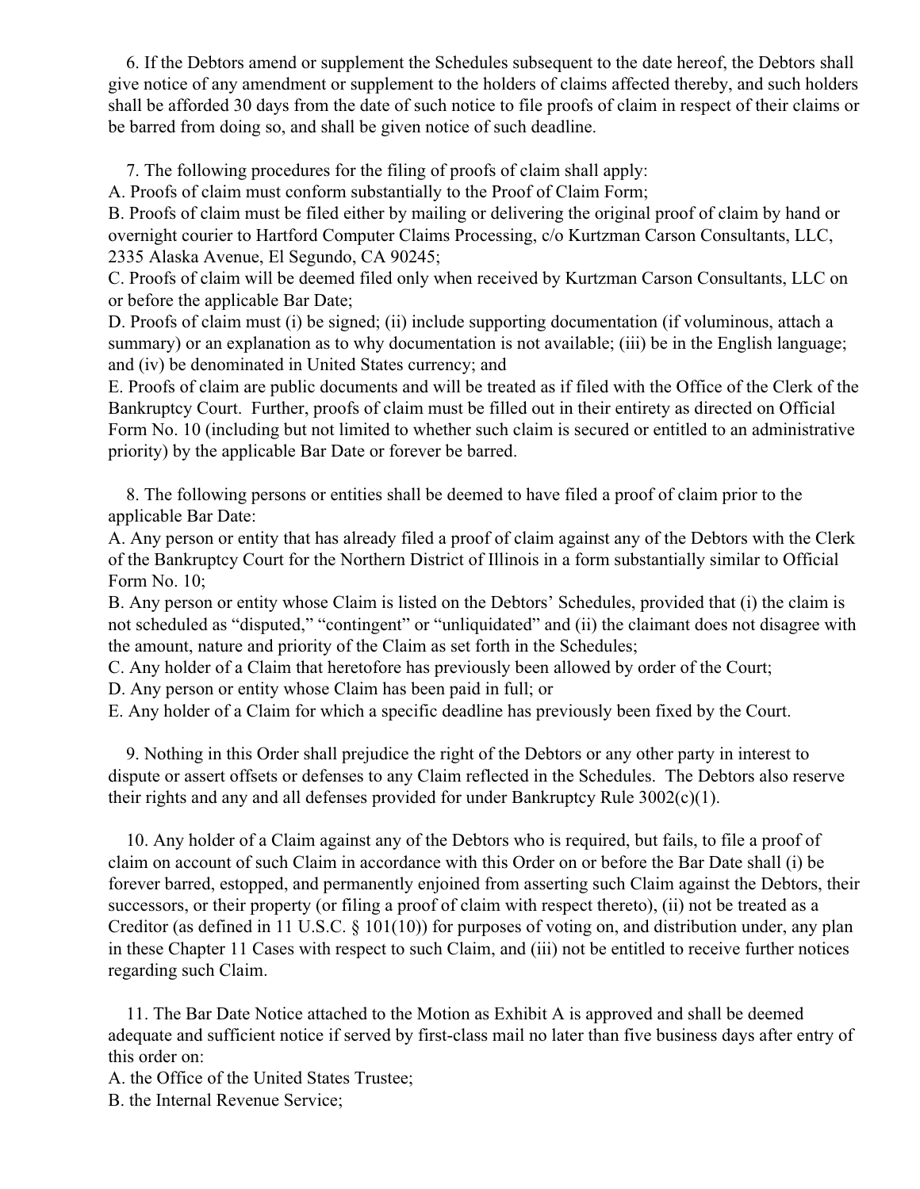6. If the Debtors amend or supplement the Schedules subsequent to the date hereof, the Debtors shall give notice of any amendment or supplement to the holders of claims affected thereby, and such holders shall be afforded 30 days from the date of such notice to file proofs of claim in respect of their claims or be barred from doing so, and shall be given notice of such deadline.

7. The following procedures for the filing of proofs of claim shall apply:

A. Proofs of claim must conform substantially to the Proof of Claim Form;

B. Proofs of claim must be filed either by mailing or delivering the original proof of claim by hand or overnight courier to Hartford Computer Claims Processing, c/o Kurtzman Carson Consultants, LLC, 2335 Alaska Avenue, El Segundo, CA 90245;

C. Proofs of claim will be deemed filed only when received by Kurtzman Carson Consultants, LLC on or before the applicable Bar Date;

D. Proofs of claim must (i) be signed; (ii) include supporting documentation (if voluminous, attach a summary) or an explanation as to why documentation is not available; (iii) be in the English language; and (iv) be denominated in United States currency; and

E. Proofs of claim are public documents and will be treated as if filed with the Office of the Clerk of the Bankruptcy Court. Further, proofs of claim must be filled out in their entirety as directed on Official Form No. 10 (including but not limited to whether such claim is secured or entitled to an administrative priority) by the applicable Bar Date or forever be barred.

8. The following persons or entities shall be deemed to have filed a proof of claim prior to the applicable Bar Date:

A. Any person or entity that has already filed a proof of claim against any of the Debtors with the Clerk of the Bankruptcy Court for the Northern District of Illinois in a form substantially similar to Official Form No. 10;

B. Any person or entity whose Claim is listed on the Debtors' Schedules, provided that (i) the claim is not scheduled as "disputed," "contingent" or "unliquidated" and (ii) the claimant does not disagree with the amount, nature and priority of the Claim as set forth in the Schedules;

C. Any holder of a Claim that heretofore has previously been allowed by order of the Court;

D. Any person or entity whose Claim has been paid in full; or

E. Any holder of a Claim for which a specific deadline has previously been fixed by the Court.

9. Nothing in this Order shall prejudice the right of the Debtors or any other party in interest to dispute or assert offsets or defenses to any Claim reflected in the Schedules. The Debtors also reserve their rights and any and all defenses provided for under Bankruptcy Rule 3002(c)(1).

10. Any holder of a Claim against any of the Debtors who is required, but fails, to file a proof of claim on account of such Claim in accordance with this Order on or before the Bar Date shall (i) be forever barred, estopped, and permanently enjoined from asserting such Claim against the Debtors, their successors, or their property (or filing a proof of claim with respect thereto), (ii) not be treated as a Creditor (as defined in 11 U.S.C. § 101(10)) for purposes of voting on, and distribution under, any plan in these Chapter 11 Cases with respect to such Claim, and (iii) not be entitled to receive further notices regarding such Claim.

11. The Bar Date Notice attached to the Motion as Exhibit A is approved and shall be deemed adequate and sufficient notice if served by first-class mail no later than five business days after entry of this order on:

A. the Office of the United States Trustee;

B. the Internal Revenue Service;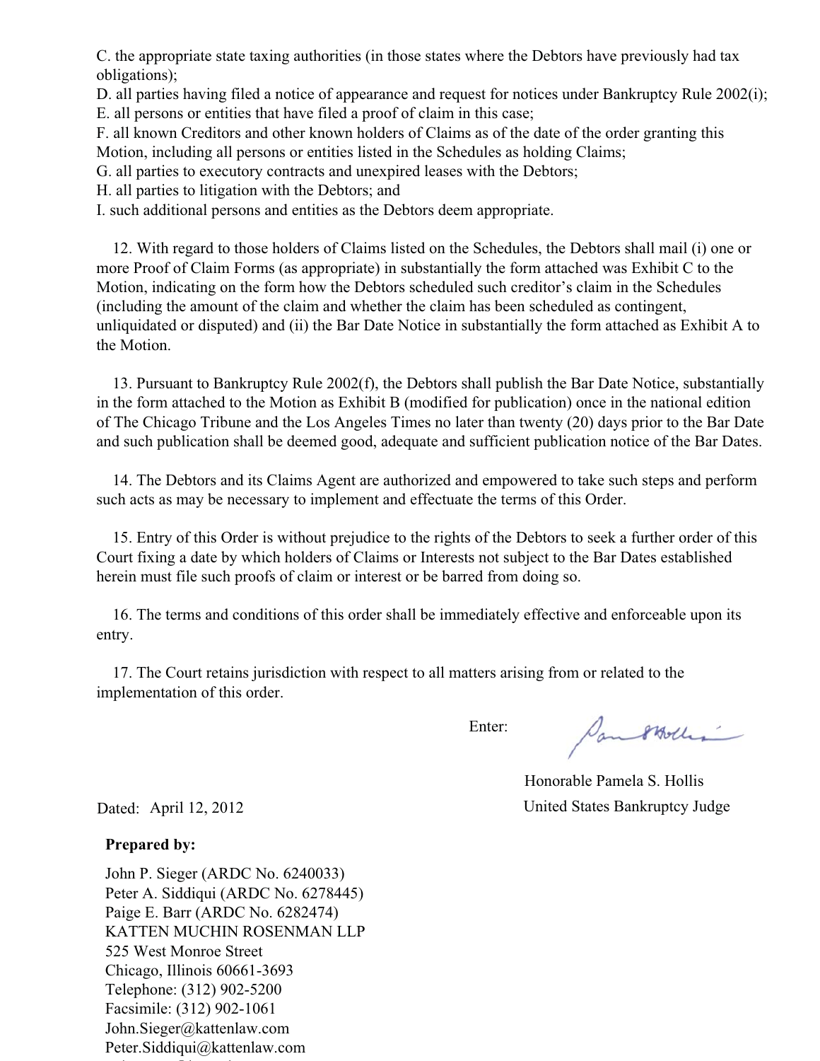C. the appropriate state taxing authorities (in those states where the Debtors have previously had tax obligations);
D. all parties having filed a notice of appearance and request for notices under Bankruptcy Rule 2002(i);
E. all persons or entities that have filed a proof of claim in this case;
F. all known Creditors and other known holders of Claims as of the date of the order granting this Motion, including all persons or entities listed in the Schedules as holding Claims;
G. all parties to executory contracts and unexpired leases with the Debtors;
H. all parties to litigation with the Debtors; and
I. such additional persons and entities as the Debtors deem appropriate.

12. With regard to those holders of Claims listed on the Schedules, the Debtors shall mail (i) one or more Proof of Claim Forms (as appropriate) in substantially the form attached was Exhibit C to the Motion, indicating on the form how the Debtors scheduled such creditor's claim in the Schedules (including the amount of the claim and whether the claim has been scheduled as contingent, unliquidated or disputed) and (ii) the Bar Date Notice in substantially the form attached as Exhibit A to the Motion.

13. Pursuant to Bankruptcy Rule 2002(f), the Debtors shall publish the Bar Date Notice, substantially in the form attached to the Motion as Exhibit B (modified for publication) once in the national edition of The Chicago Tribune and the Los Angeles Times no later than twenty (20) days prior to the Bar Date and such publication shall be deemed good, adequate and sufficient publication notice of the Bar Dates.

14. The Debtors and its Claims Agent are authorized and empowered to take such steps and perform such acts as may be necessary to implement and effectuate the terms of this Order.

15. Entry of this Order is without prejudice to the rights of the Debtors to seek a further order of this Court fixing a date by which holders of Claims or Interests not subject to the Bar Dates established herein must file such proofs of claim or interest or be barred from doing so.

16. The terms and conditions of this order shall be immediately effective and enforceable upon its entry.

17. The Court retains jurisdiction with respect to all matters arising from or related to the implementation of this order.

Enter:

Honorable Pamela S. Hollis
United States Bankruptcy Judge

Dated: April 12, 2012

**Prepared by:**

John P. Sieger (ARDC No. 6240033)
Peter A. Siddiqui (ARDC No. 6278445)
Paige E. Barr (ARDC No. 6282474)
KATTEN MUCHIN ROSENMAN LLP
525 West Monroe Street
Chicago, Illinois 60661-3693
Telephone: (312) 902-5200
Facsimile: (312) 902-1061
John.Sieger@kattenlaw.com
Peter.Siddiqui@kattenlaw.com